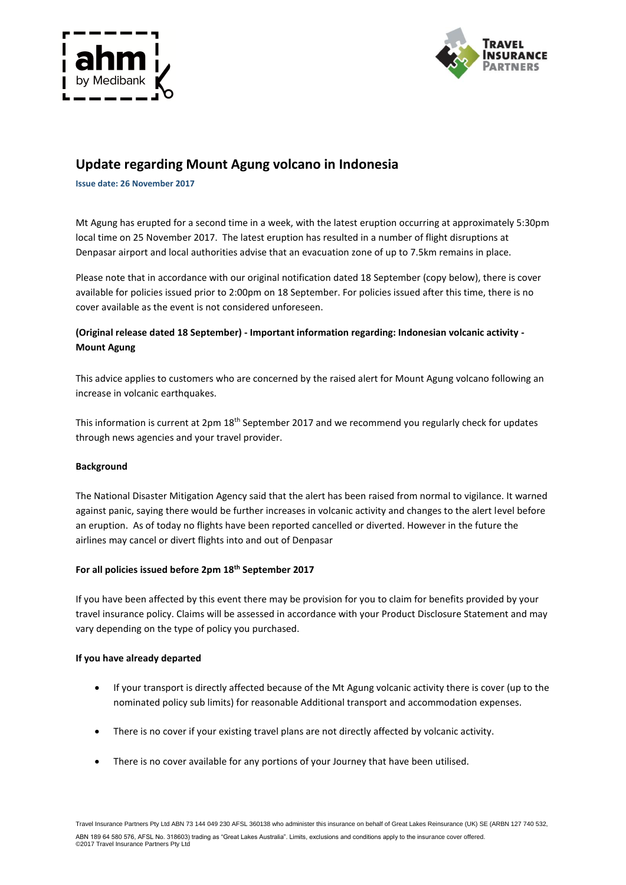# Update regarding Mount Agung volcano in Indonesia

**Issue date: 26 November 2017**

Mt Agung has erupted for a second time in a week, with the latest eruption occurring at approximately 5:30pm local time on 25 November 2017. The latest eruption has resulted in a number of flight disruptions at Denpasar airport and local authorities advise that an evacuation zone of up to 7.5km remains in place.

Please note that in accordance with our original notification dated 18 September (copy below), there is cover available for policies issued prior to 2:00pm on 18 September. For policies issued after this time, there is no cover available as the event is not considered unforeseen.

**(Original release dated 18 September) - Important information regarding: Indonesian volcanic activity - Mount Agung**

This advice applies to customers who are concerned by the raised alert for Mount Agung volcano following an increase in volcanic earthquakes.

This information is current at 2pm 18th September 2017 and we recommend you regularly check for updates through news agencies and your travel provider.

**Background**

The National Disaster Mitigation Agency said that the alert has been raised from normal to vigilance. It warned against panic, saying there would be further increases in volcanic activity and changes to the alert level before an eruption. As of today no flights have been reported cancelled or diverted. However in the future the airlines may cancel or divert flights into and out of Denpasar

**For all policies issued before 2pm 18th September 2017**

If you have been affected by this event there may be provision for you to claim for benefits provided by your travel insurance policy. Claims will be assessed in accordance with your Product Disclosure Statement and may vary depending on the type of policy you purchased.

**If you have already departed**

- If your transport is directly affected because of the Mt Agung volcanic activity there is cover (up to the nominated policy sub limits) for reasonable Additional transport and accommodation expenses.
- There is no cover if your existing travel plans are not directly affected by volcanic activity.
- There is no cover available for any portions of your Journey that have been utilised.

Travel Insurance Partners Pty Ltd ABN 73 144 049 230 AFSL 360138 who administer this insurance on behalf of Great Lakes Reinsurance (UK) SE (ARBN 127 740 532, ABN 189 64 580 576, AFSL No. 318603) trading as "Great Lakes Australia". Limits, exclusions and conditions apply to the insurance cover offered.
©2017 Travel Insurance Partners Pty Ltd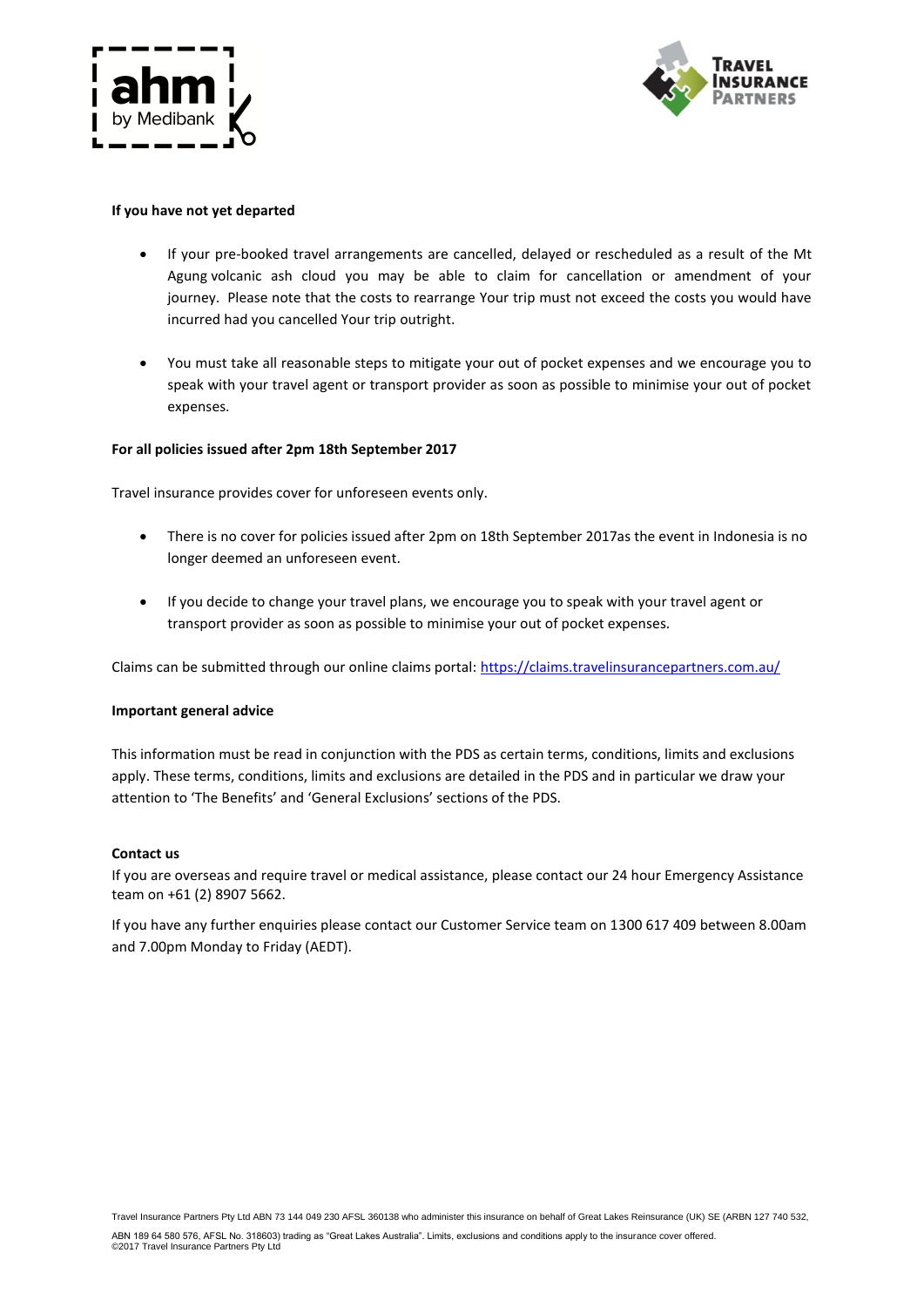**If you have not yet departed**

- If your pre-booked travel arrangements are cancelled, delayed or rescheduled as a result of the Mt Agung volcanic ash cloud you may be able to claim for cancellation or amendment of your journey. Please note that the costs to rearrange Your trip must not exceed the costs you would have incurred had you cancelled Your trip outright.

- You must take all reasonable steps to mitigate your out of pocket expenses and we encourage you to speak with your travel agent or transport provider as soon as possible to minimise your out of pocket expenses.

**For all policies issued after 2pm 18th September 2017**

Travel insurance provides cover for unforeseen events only.

- There is no cover for policies issued after 2pm on 18th September 2017as the event in Indonesia is no longer deemed an unforeseen event.

- If you decide to change your travel plans, we encourage you to speak with your travel agent or transport provider as soon as possible to minimise your out of pocket expenses.

Claims can be submitted through our online claims portal: https://claims.travelinsurancepartners.com.au/

**Important general advice**

This information must be read in conjunction with the PDS as certain terms, conditions, limits and exclusions apply. These terms, conditions, limits and exclusions are detailed in the PDS and in particular we draw your attention to 'The Benefits' and 'General Exclusions' sections of the PDS.

**Contact us**

If you are overseas and require travel or medical assistance, please contact our 24 hour Emergency Assistance team on +61 (2) 8907 5662.

If you have any further enquiries please contact our Customer Service team on 1300 617 409 between 8.00am and 7.00pm Monday to Friday (AEDT).

Travel Insurance Partners Pty Ltd ABN 73 144 049 230 AFSL 360138 who administer this insurance on behalf of Great Lakes Reinsurance (UK) SE (ARBN 127 740 532, ABN 189 64 580 576, AFSL No. 318603) trading as "Great Lakes Australia". Limits, exclusions and conditions apply to the insurance cover offered.
©2017 Travel Insurance Partners Pty Ltd